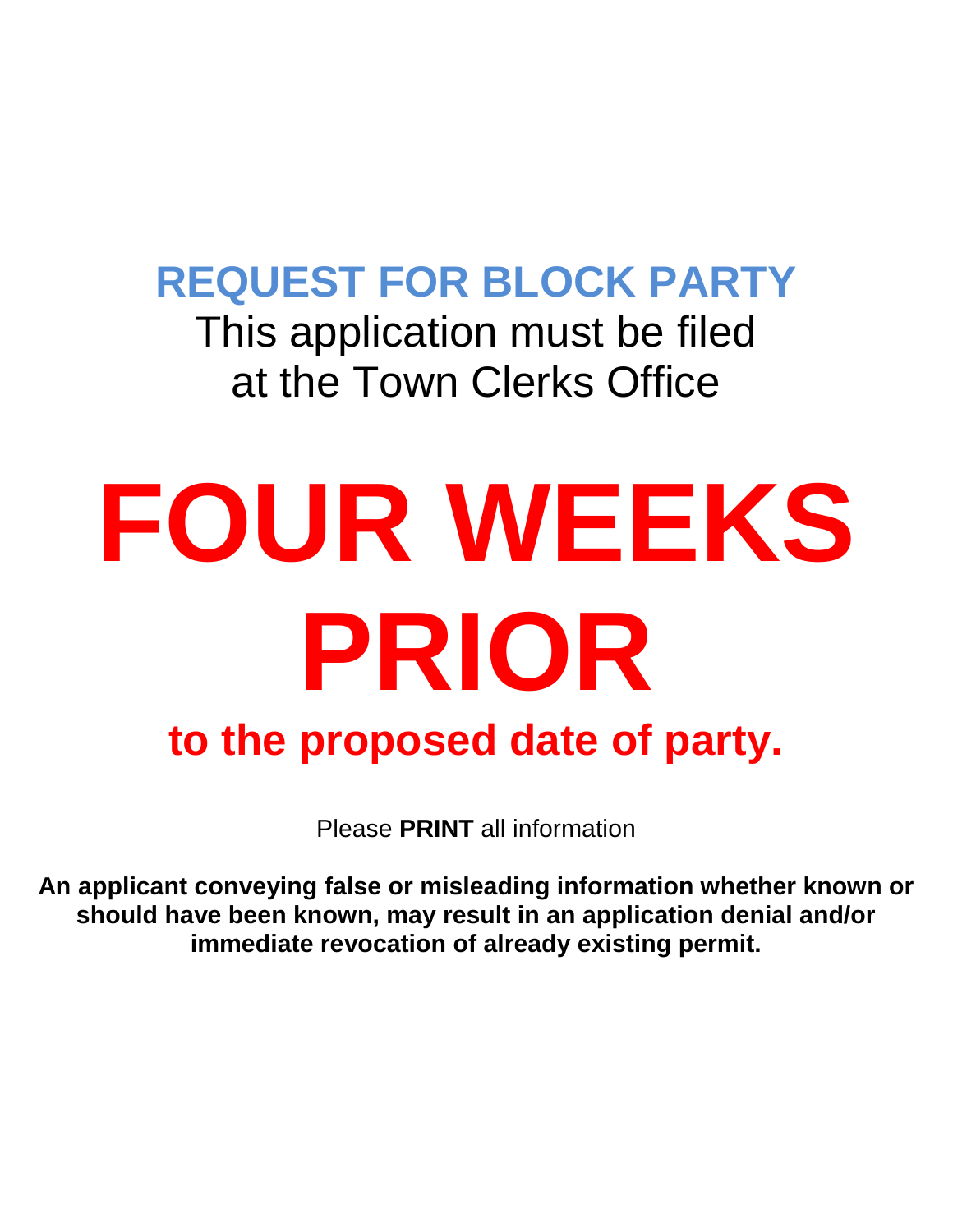# REQUEST FOR BLOCK PARTY

This application must be filed
at the Town Clerks Office

# FOUR WEEKS PRIOR

## to the proposed date of party.

Please **PRINT** all information

**An applicant conveying false or misleading information whether known or should have been known, may result in an application denial and/or immediate revocation of already existing permit.**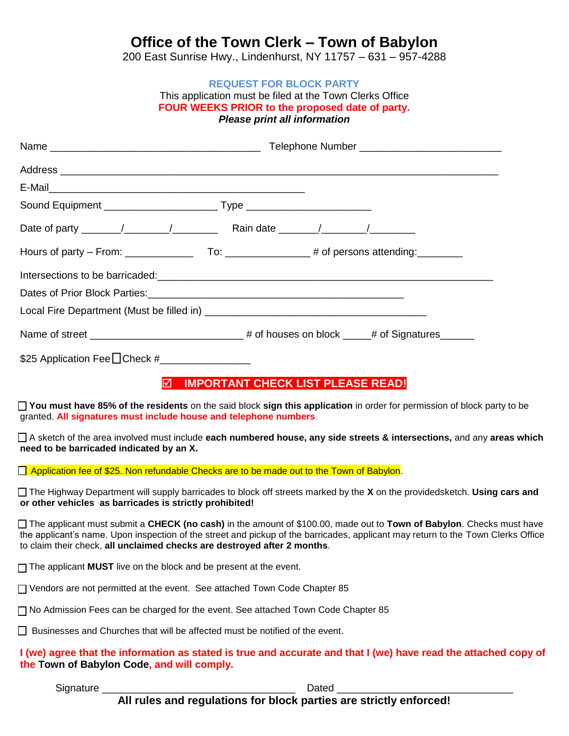# Office of the Town Clerk – Town of Babylon

200 East Sunrise Hwy., Lindenhurst, NY 11757 – 631 – 957-4288

## REQUEST FOR BLOCK PARTY

This application must be filed at the Town Clerks Office

**FOUR WEEKS PRIOR to the proposed date of party.**

***Please print all information***

Name ____________________________________ Telephone Number _________________________

Address ___________________________________________________________________________

E-Mail____________________________________________

Sound Equipment ____________________ Type _____________________

Date of party _______/________/________ Rain date _______/________/________

Hours of party – From: ____________ To: ______________ # of persons attending:________

Intersections to be barricaded:_________________________________________________________

Dates of Prior Block Parties:_______________________________________________

Local Fire Department (Must be filled in) ______________________________________

Name of street __________________________ # of houses on block _____# of Signatures______

$25 Application Fee ☐ Check #________________

### ☑ IMPORTANT CHECK LIST PLEASE READ!

☐ **You must have 85% of the residents** on the said block **sign this application** in order for permission of block party to be granted. **All signatures must include house and telephone numbers**.

☐ A sketch of the area involved must include **each numbered house, any side streets & intersections,** and any **areas which need to be barricaded indicated by an X.**

☐ Application fee of $25. Non refundable Checks are to be made out to the Town of Babylon.

☐ The Highway Department will supply barricades to block off streets marked by the **X** on the providedsketch. **Using cars and or other vehicles as barricades is strictly prohibited!**

☐ The applicant must submit a **CHECK (no cash)** in the amount of $100.00, made out to **Town of Babylon**. Checks must have the applicant's name. Upon inspection of the street and pickup of the barricades, applicant may return to the Town Clerks Office to claim their check, **all unclaimed checks are destroyed after 2 months**.

☐ The applicant **MUST** live on the block and be present at the event.

☐ Vendors are not permitted at the event. See attached Town Code Chapter 85

☐ No Admission Fees can be charged for the event. See attached Town Code Chapter 85

☐ Businesses and Churches that will be affected must be notified of the event.

**I (we) agree that the information as stated is true and accurate and that I (we) have read the attached copy of the Town of Babylon Code, and will comply.**

Signature __________________________________ Dated _______________________________

**All rules and regulations for block parties are strictly enforced!**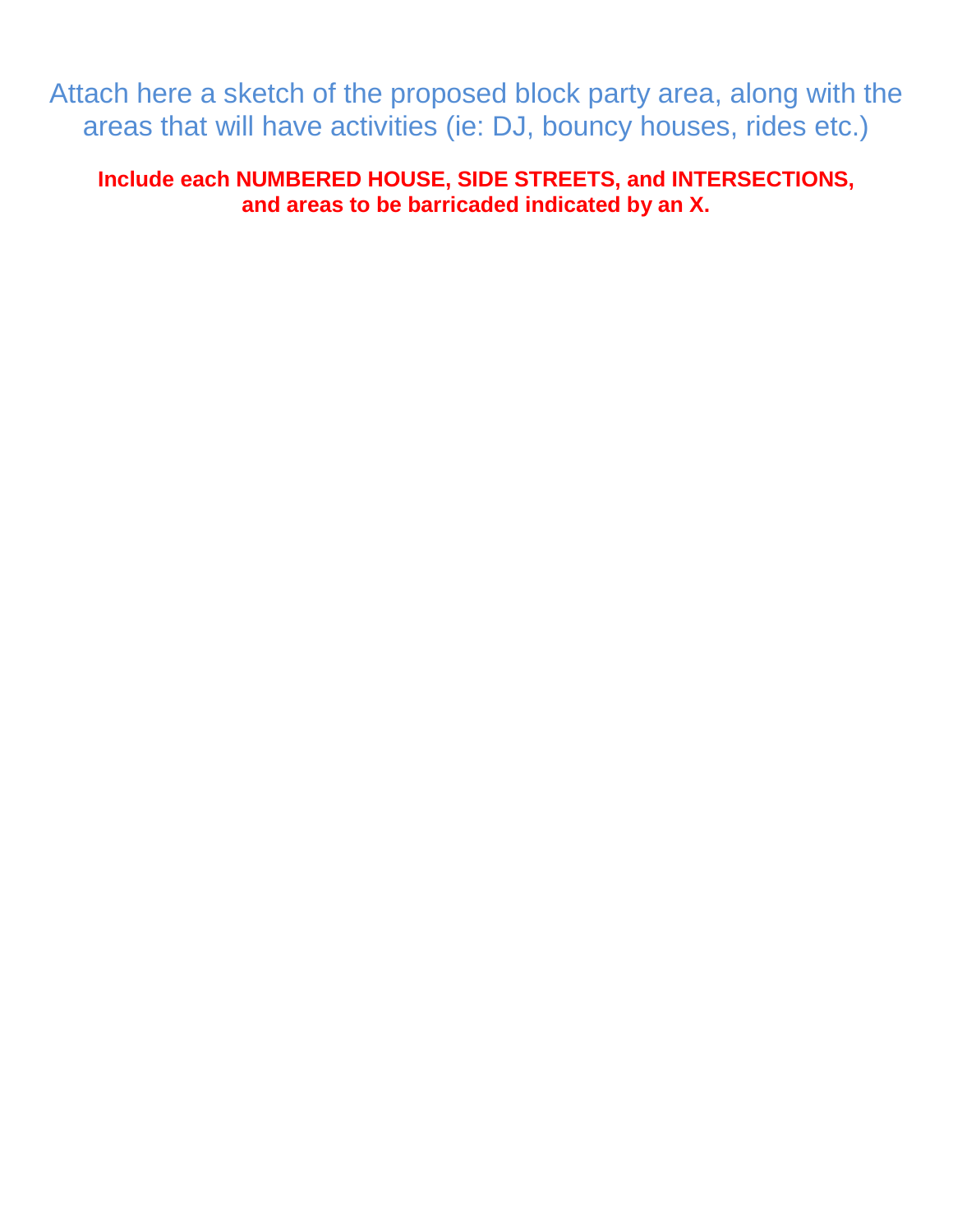Attach here a sketch of the proposed block party area, along with the areas that will have activities (ie: DJ, bouncy houses, rides etc.)

**Include each NUMBERED HOUSE, SIDE STREETS, and INTERSECTIONS, and areas to be barricaded indicated by an X.**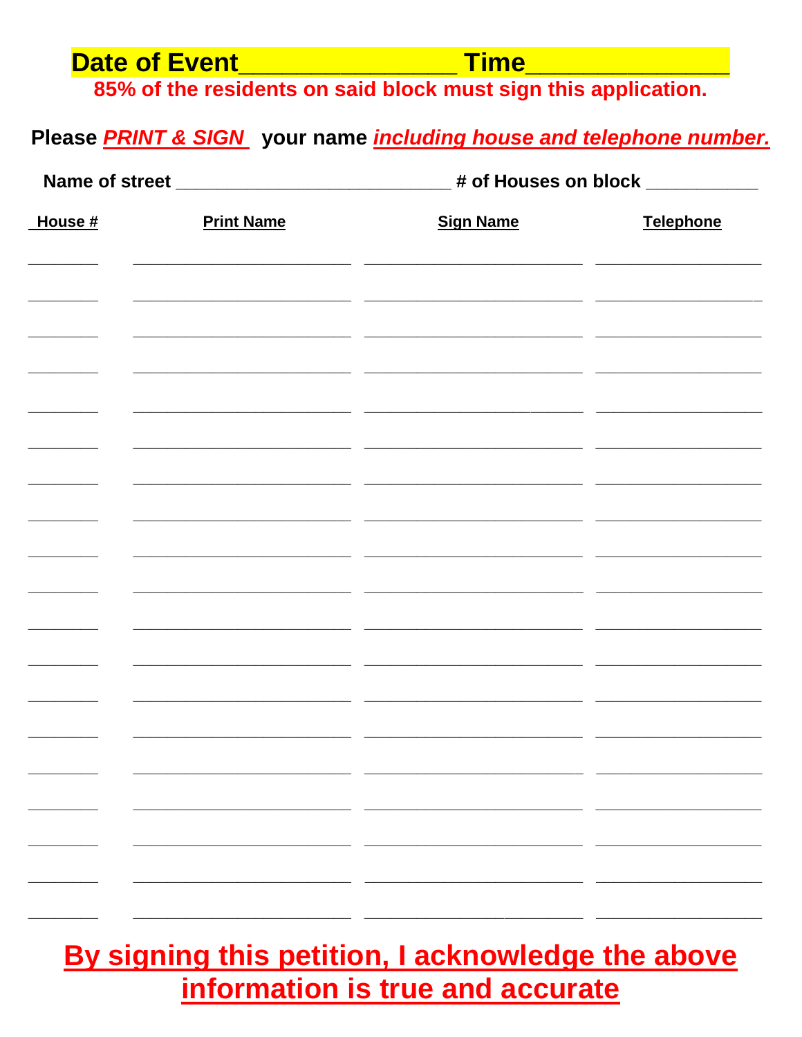**Date of Event_______________ Time______________**

**85% of the residents on said block must sign this application.**

**Please *PRINT & SIGN* your name *including house and telephone number.***

**Name of street ___________________________ # of Houses on block ___________**

| House # | Print Name | Sign Name | Telephone |
|---|---|---|---|
| | | | |
| | | | |
| | | | |
| | | | |
| | | | |
| | | | |
| | | | |
| | | | |
| | | | |
| | | | |
| | | | |
| | | | |
| | | | |
| | | | |
| | | | |
| | | | |
| | | | |
| | | | |
| | | | |

**By signing this petition, I acknowledge the above information is true and accurate**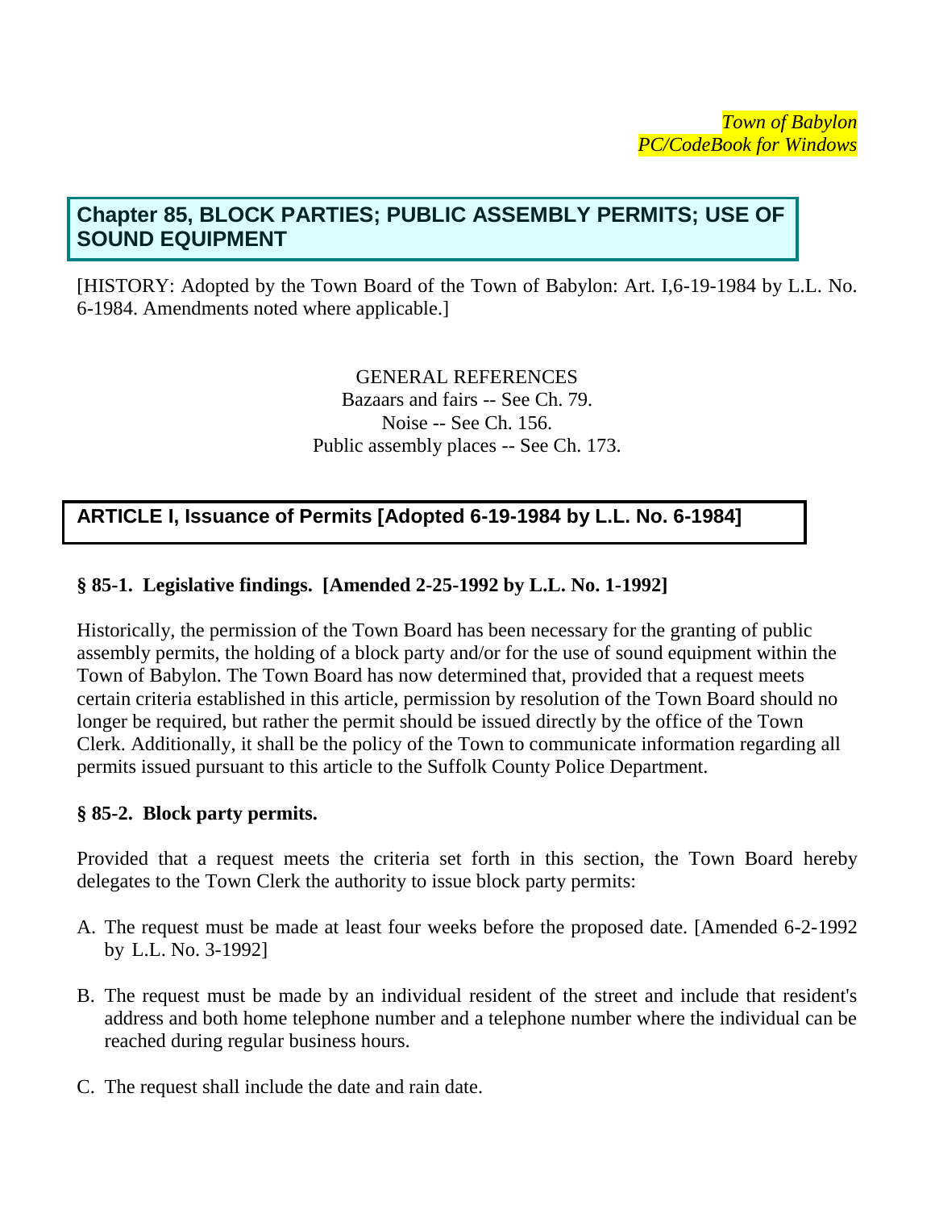## Chapter 85, BLOCK PARTIES; PUBLIC ASSEMBLY PERMITS; USE OF SOUND EQUIPMENT

[HISTORY: Adopted by the Town Board of the Town of Babylon: Art. I,6-19-1984 by L.L. No. 6-1984. Amendments noted where applicable.]

GENERAL REFERENCES
Bazaars and fairs -- See Ch. 79.
Noise -- See Ch. 156.
Public assembly places -- See Ch. 173.

## ARTICLE I, Issuance of Permits [Adopted 6-19-1984 by L.L. No. 6-1984]

### § 85-1. Legislative findings. [Amended 2-25-1992 by L.L. No. 1-1992]

Historically, the permission of the Town Board has been necessary for the granting of public assembly permits, the holding of a block party and/or for the use of sound equipment within the Town of Babylon. The Town Board has now determined that, provided that a request meets certain criteria established in this article, permission by resolution of the Town Board should no longer be required, but rather the permit should be issued directly by the office of the Town Clerk. Additionally, it shall be the policy of the Town to communicate information regarding all permits issued pursuant to this article to the Suffolk County Police Department.

### § 85-2. Block party permits.

Provided that a request meets the criteria set forth in this section, the Town Board hereby delegates to the Town Clerk the authority to issue block party permits:

A. The request must be made at least four weeks before the proposed date. [Amended 6-2-1992 by L.L. No. 3-1992]

B. The request must be made by an individual resident of the street and include that resident's address and both home telephone number and a telephone number where the individual can be reached during regular business hours.

C. The request shall include the date and rain date.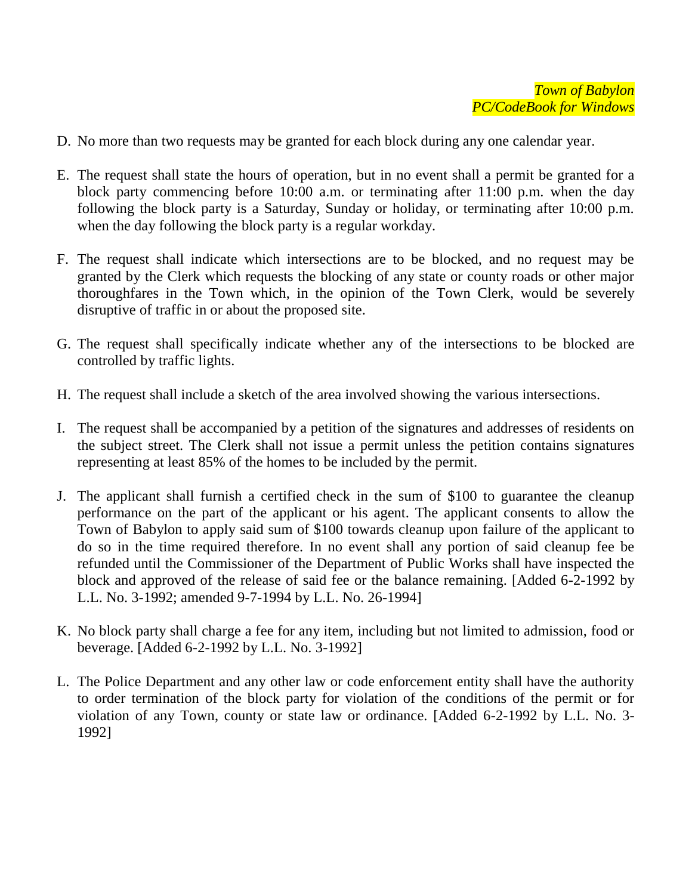D. No more than two requests may be granted for each block during any one calendar year.

E. The request shall state the hours of operation, but in no event shall a permit be granted for a block party commencing before 10:00 a.m. or terminating after 11:00 p.m. when the day following the block party is a Saturday, Sunday or holiday, or terminating after 10:00 p.m. when the day following the block party is a regular workday.

F. The request shall indicate which intersections are to be blocked, and no request may be granted by the Clerk which requests the blocking of any state or county roads or other major thoroughfares in the Town which, in the opinion of the Town Clerk, would be severely disruptive of traffic in or about the proposed site.

G. The request shall specifically indicate whether any of the intersections to be blocked are controlled by traffic lights.

H. The request shall include a sketch of the area involved showing the various intersections.

I. The request shall be accompanied by a petition of the signatures and addresses of residents on the subject street. The Clerk shall not issue a permit unless the petition contains signatures representing at least 85% of the homes to be included by the permit.

J. The applicant shall furnish a certified check in the sum of $100 to guarantee the cleanup performance on the part of the applicant or his agent. The applicant consents to allow the Town of Babylon to apply said sum of $100 towards cleanup upon failure of the applicant to do so in the time required therefore. In no event shall any portion of said cleanup fee be refunded until the Commissioner of the Department of Public Works shall have inspected the block and approved of the release of said fee or the balance remaining. [Added 6-2-1992 by L.L. No. 3-1992; amended 9-7-1994 by L.L. No. 26-1994]

K. No block party shall charge a fee for any item, including but not limited to admission, food or beverage. [Added 6-2-1992 by L.L. No. 3-1992]

L. The Police Department and any other law or code enforcement entity shall have the authority to order termination of the block party for violation of the conditions of the permit or for violation of any Town, county or state law or ordinance. [Added 6-2-1992 by L.L. No. 3-1992]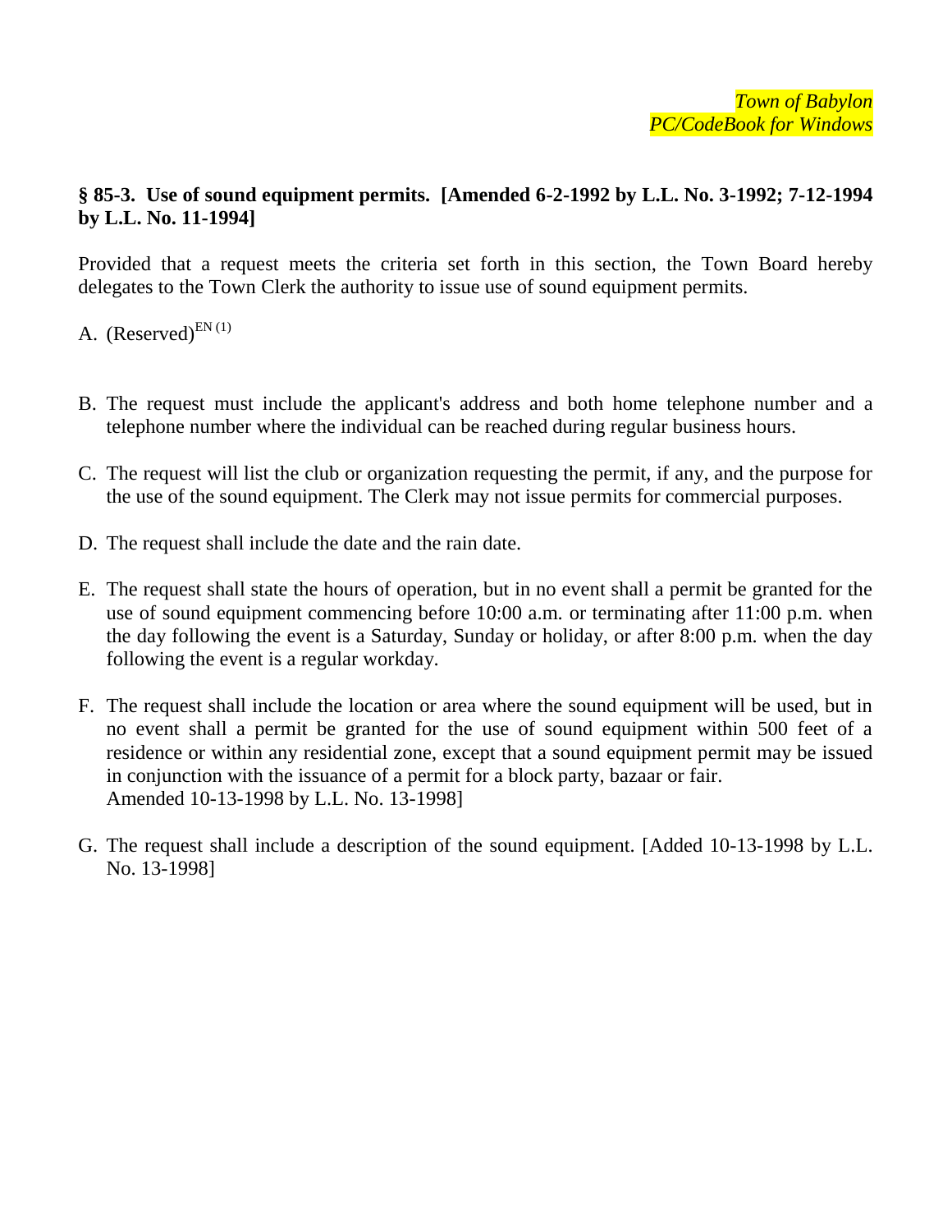## § 85-3. Use of sound equipment permits. [Amended 6-2-1992 by L.L. No. 3-1992; 7-12-1994 by L.L. No. 11-1994]

Provided that a request meets the criteria set forth in this section, the Town Board hereby delegates to the Town Clerk the authority to issue use of sound equipment permits.

A. (Reserved)[EN (1)]

B. The request must include the applicant's address and both home telephone number and a telephone number where the individual can be reached during regular business hours.

C. The request will list the club or organization requesting the permit, if any, and the purpose for the use of the sound equipment. The Clerk may not issue permits for commercial purposes.

D. The request shall include the date and the rain date.

E. The request shall state the hours of operation, but in no event shall a permit be granted for the use of sound equipment commencing before 10:00 a.m. or terminating after 11:00 p.m. when the day following the event is a Saturday, Sunday or holiday, or after 8:00 p.m. when the day following the event is a regular workday.

F. The request shall include the location or area where the sound equipment will be used, but in no event shall a permit be granted for the use of sound equipment within 500 feet of a residence or within any residential zone, except that a sound equipment permit may be issued in conjunction with the issuance of a permit for a block party, bazaar or fair.
Amended 10-13-1998 by L.L. No. 13-1998]

G. The request shall include a description of the sound equipment. [Added 10-13-1998 by L.L. No. 13-1998]